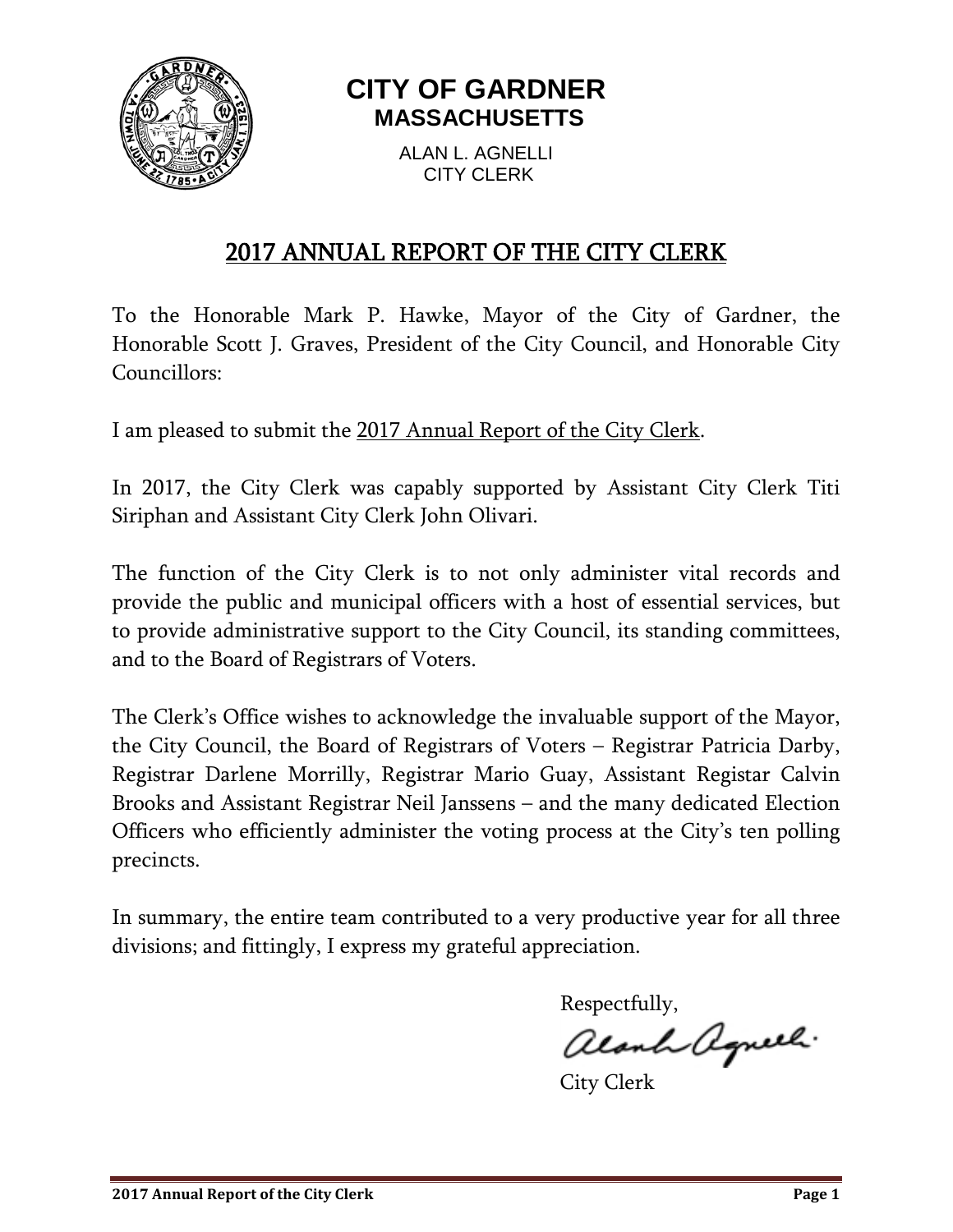# CITY OF GARDNER
## MASSACHUSETTS

ALAN L. AGNELLI
CITY CLERK

## 2017 ANNUAL REPORT OF THE CITY CLERK

To the Honorable Mark P. Hawke, Mayor of the City of Gardner, the Honorable Scott J. Graves, President of the City Council, and Honorable City Councillors:

I am pleased to submit the 2017 Annual Report of the City Clerk.

In 2017, the City Clerk was capably supported by Assistant City Clerk Titi Siriphan and Assistant City Clerk John Olivari.

The function of the City Clerk is to not only administer vital records and provide the public and municipal officers with a host of essential services, but to provide administrative support to the City Council, its standing committees, and to the Board of Registrars of Voters.

The Clerk's Office wishes to acknowledge the invaluable support of the Mayor, the City Council, the Board of Registrars of Voters – Registrar Patricia Darby, Registrar Darlene Morrilly, Registrar Mario Guay, Assistant Registar Calvin Brooks and Assistant Registrar Neil Janssens – and the many dedicated Election Officers who efficiently administer the voting process at the City's ten polling precincts.

In summary, the entire team contributed to a very productive year for all three divisions; and fittingly, I express my grateful appreciation.

Respectfully,

Alan L. Agnelli

City Clerk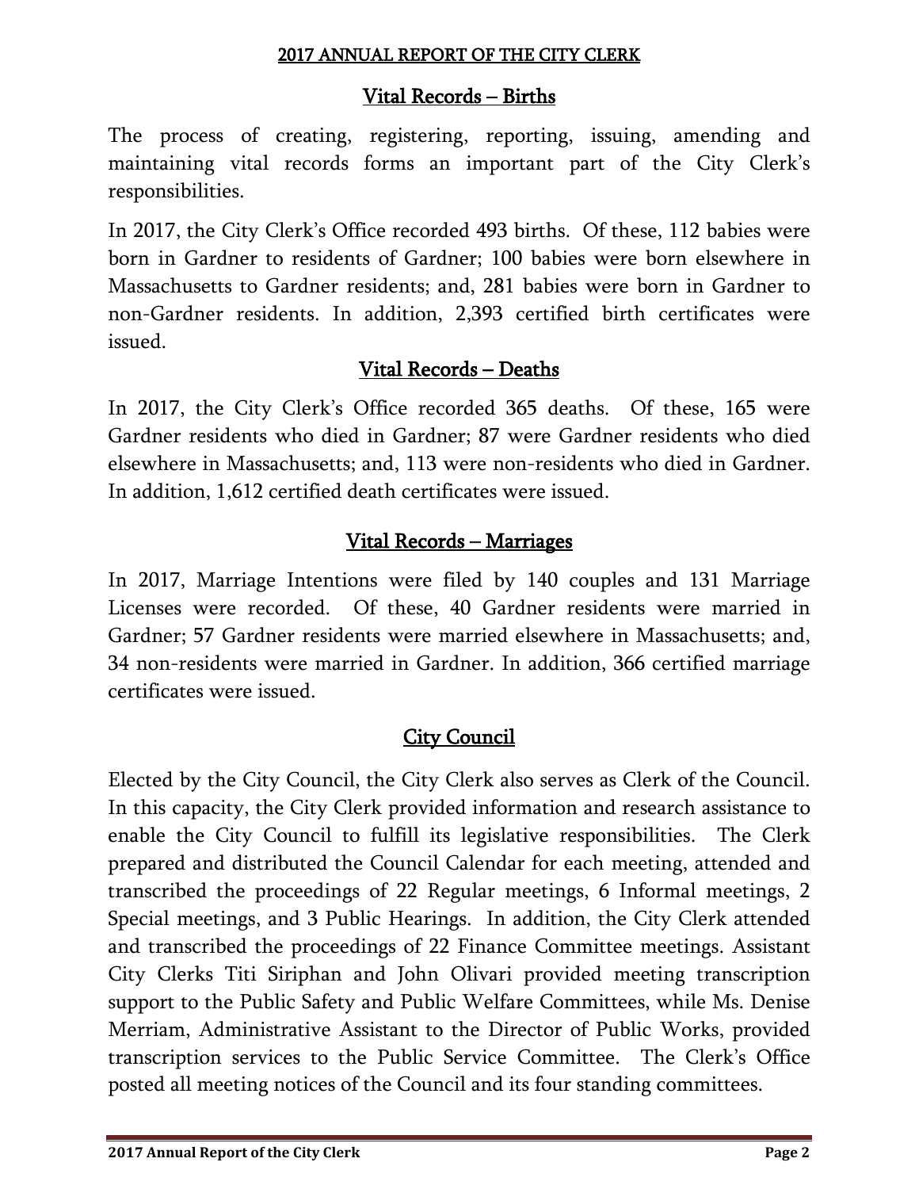## Vital Records – Births

The process of creating, registering, reporting, issuing, amending and maintaining vital records forms an important part of the City Clerk's responsibilities.

In 2017, the City Clerk's Office recorded 493 births. Of these, 112 babies were born in Gardner to residents of Gardner; 100 babies were born elsewhere in Massachusetts to Gardner residents; and, 281 babies were born in Gardner to non-Gardner residents. In addition, 2,393 certified birth certificates were issued.

## Vital Records – Deaths

In 2017, the City Clerk's Office recorded 365 deaths. Of these, 165 were Gardner residents who died in Gardner; 87 were Gardner residents who died elsewhere in Massachusetts; and, 113 were non-residents who died in Gardner. In addition, 1,612 certified death certificates were issued.

## Vital Records – Marriages

In 2017, Marriage Intentions were filed by 140 couples and 131 Marriage Licenses were recorded. Of these, 40 Gardner residents were married in Gardner; 57 Gardner residents were married elsewhere in Massachusetts; and, 34 non-residents were married in Gardner. In addition, 366 certified marriage certificates were issued.

## City Council

Elected by the City Council, the City Clerk also serves as Clerk of the Council. In this capacity, the City Clerk provided information and research assistance to enable the City Council to fulfill its legislative responsibilities. The Clerk prepared and distributed the Council Calendar for each meeting, attended and transcribed the proceedings of 22 Regular meetings, 6 Informal meetings, 2 Special meetings, and 3 Public Hearings. In addition, the City Clerk attended and transcribed the proceedings of 22 Finance Committee meetings. Assistant City Clerks Titi Siriphan and John Olivari provided meeting transcription support to the Public Safety and Public Welfare Committees, while Ms. Denise Merriam, Administrative Assistant to the Director of Public Works, provided transcription services to the Public Service Committee. The Clerk's Office posted all meeting notices of the Council and its four standing committees.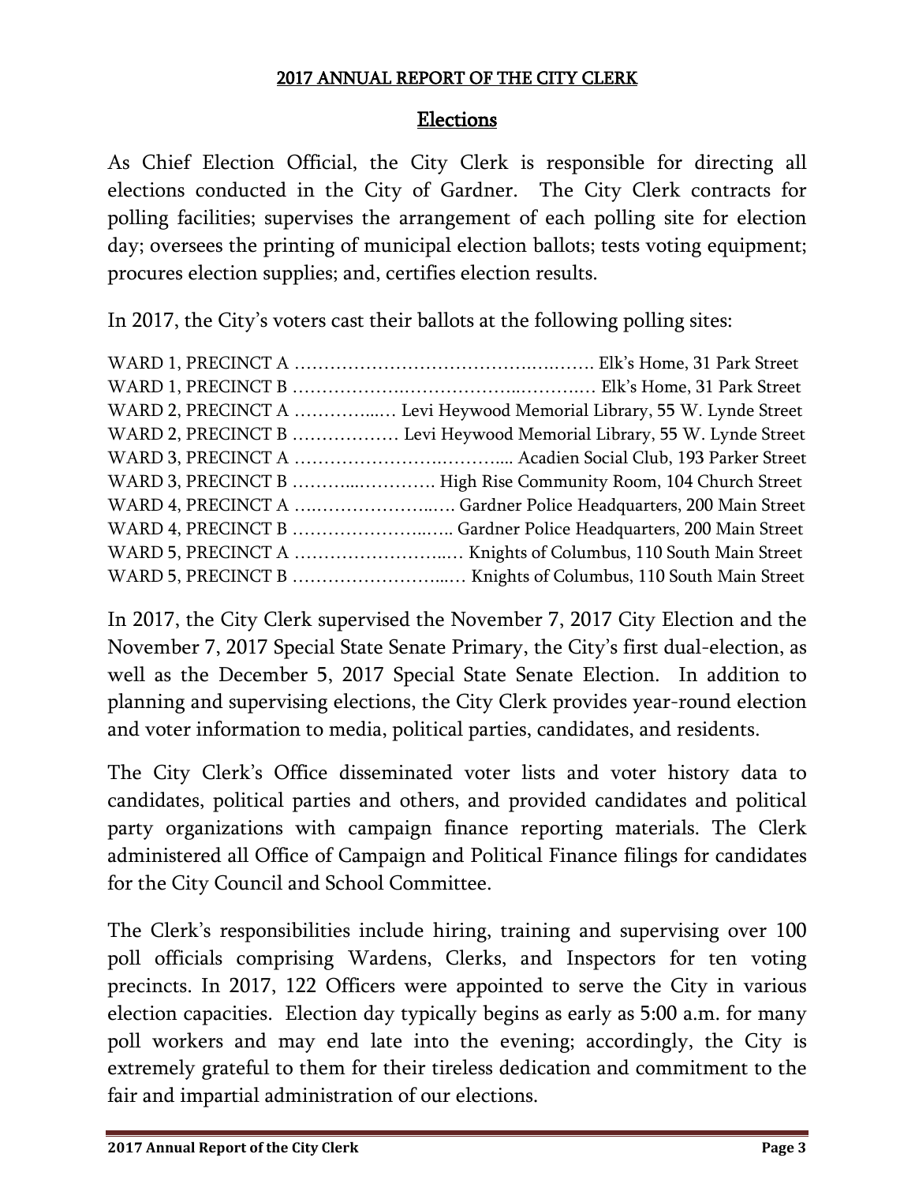## 2017 ANNUAL REPORT OF THE CITY CLERK

## Elections

As Chief Election Official, the City Clerk is responsible for directing all elections conducted in the City of Gardner. The City Clerk contracts for polling facilities; supervises the arrangement of each polling site for election day; oversees the printing of municipal election ballots; tests voting equipment; procures election supplies; and, certifies election results.

In 2017, the City's voters cast their ballots at the following polling sites:

WARD 1, PRECINCT A …………………………………….….……. Elk's Home, 31 Park Street
WARD 1, PRECINCT B ……………….……………….……….… Elk's Home, 31 Park Street
WARD 2, PRECINCT A …………...… Levi Heywood Memorial Library, 55 W. Lynde Street
WARD 2, PRECINCT B ……………… Levi Heywood Memorial Library, 55 W. Lynde Street
WARD 3, PRECINCT A ……………………….……….... Acadien Social Club, 193 Parker Street
WARD 3, PRECINCT B ………...…………. High Rise Community Room, 104 Church Street
WARD 4, PRECINCT A …..………………..…. Gardner Police Headquarters, 200 Main Street
WARD 4, PRECINCT B ……………………..….. Gardner Police Headquarters, 200 Main Street
WARD 5, PRECINCT A ……………………..… Knights of Columbus, 110 South Main Street
WARD 5, PRECINCT B ……………………...… Knights of Columbus, 110 South Main Street

In 2017, the City Clerk supervised the November 7, 2017 City Election and the November 7, 2017 Special State Senate Primary, the City's first dual-election, as well as the December 5, 2017 Special State Senate Election. In addition to planning and supervising elections, the City Clerk provides year-round election and voter information to media, political parties, candidates, and residents.

The City Clerk's Office disseminated voter lists and voter history data to candidates, political parties and others, and provided candidates and political party organizations with campaign finance reporting materials. The Clerk administered all Office of Campaign and Political Finance filings for candidates for the City Council and School Committee.

The Clerk's responsibilities include hiring, training and supervising over 100 poll officials comprising Wardens, Clerks, and Inspectors for ten voting precincts. In 2017, 122 Officers were appointed to serve the City in various election capacities. Election day typically begins as early as 5:00 a.m. for many poll workers and may end late into the evening; accordingly, the City is extremely grateful to them for their tireless dedication and commitment to the fair and impartial administration of our elections.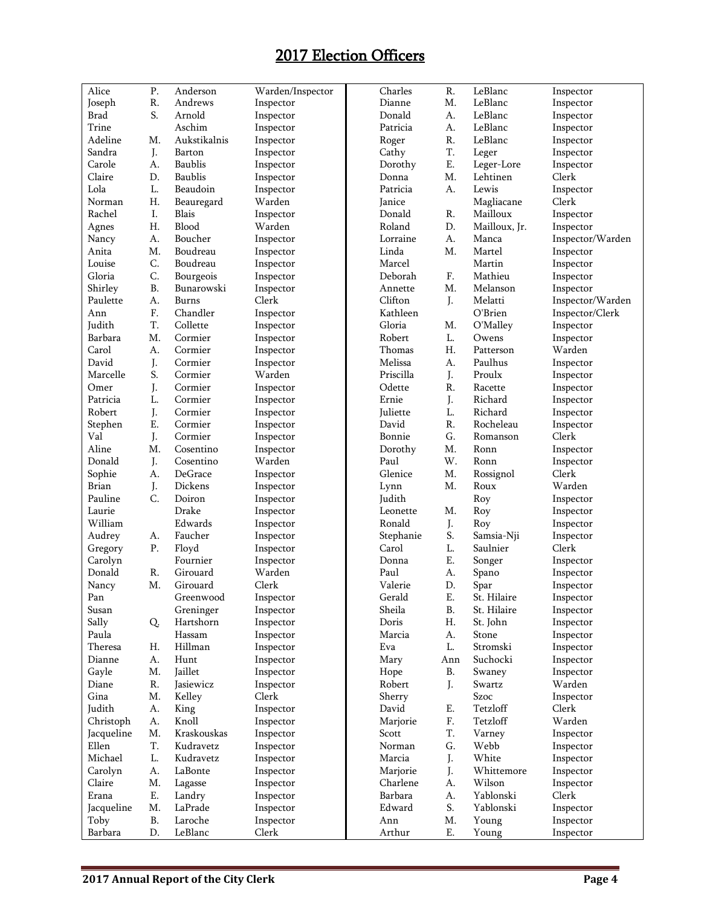# 2017 Election Officers

| First Name | MI | Last Name | Position |
|---|---|---|---|
| Alice | P. | Anderson | Warden/Inspector |
| Joseph | R. | Andrews | Inspector |
| Brad | S. | Arnold | Inspector |
| Trine | | Aschim | Inspector |
| Adeline | M. | Aukstikalnis | Inspector |
| Sandra | J. | Barton | Inspector |
| Carole | A. | Baublis | Inspector |
| Claire | D. | Baublis | Inspector |
| Lola | L. | Beaudoin | Inspector |
| Norman | H. | Beauregard | Warden |
| Rachel | I. | Blais | Inspector |
| Agnes | H. | Blood | Warden |
| Nancy | A. | Boucher | Inspector |
| Anita | M. | Boudreau | Inspector |
| Louise | C. | Boudreau | Inspector |
| Gloria | C. | Bourgeois | Inspector |
| Shirley | B. | Bunarowski | Inspector |
| Paulette | A. | Burns | Clerk |
| Ann | F. | Chandler | Inspector |
| Judith | T. | Collette | Inspector |
| Barbara | M. | Cormier | Inspector |
| Carol | A. | Cormier | Inspector |
| David | J. | Cormier | Inspector |
| Marcelle | S. | Cormier | Warden |
| Omer | J. | Cormier | Inspector |
| Patricia | L. | Cormier | Inspector |
| Robert | J. | Cormier | Inspector |
| Stephen | E. | Cormier | Inspector |
| Val | J. | Cormier | Inspector |
| Aline | M. | Cosentino | Inspector |
| Donald | J. | Cosentino | Warden |
| Sophie | A. | DeGrace | Inspector |
| Brian | J. | Dickens | Inspector |
| Pauline | C. | Doiron | Inspector |
| Laurie | | Drake | Inspector |
| William | | Edwards | Inspector |
| Audrey | A. | Faucher | Inspector |
| Gregory | P. | Floyd | Inspector |
| Carolyn | | Fournier | Inspector |
| Donald | R. | Girouard | Warden |
| Nancy | M. | Girouard | Clerk |
| Pan | | Greenwood | Inspector |
| Susan | | Greninger | Inspector |
| Sally | Q. | Hartshorn | Inspector |
| Paula | | Hassam | Inspector |
| Theresa | H. | Hillman | Inspector |
| Dianne | A. | Hunt | Inspector |
| Gayle | M. | Jaillet | Inspector |
| Diane | R. | Jasiewicz | Inspector |
| Gina | M. | Kelley | Clerk |
| Judith | A. | King | Inspector |
| Christoph | A. | Knoll | Inspector |
| Jacqueline | M. | Kraskouskas | Inspector |
| Ellen | T. | Kudravetz | Inspector |
| Michael | L. | Kudravetz | Inspector |
| Carolyn | A. | LaBonte | Inspector |
| Claire | M. | Lagasse | Inspector |
| Erana | E. | Landry | Inspector |
| Jacqueline | M. | LaPrade | Inspector |
| Toby | B. | Laroche | Inspector |
| Barbara | D. | LeBlanc | Clerk |
| Charles | R. | LeBlanc | Inspector |
| Dianne | M. | LeBlanc | Inspector |
| Donald | A. | LeBlanc | Inspector |
| Patricia | A. | LeBlanc | Inspector |
| Roger | R. | LeBlanc | Inspector |
| Cathy | T. | Leger | Inspector |
| Dorothy | E. | Leger-Lore | Inspector |
| Donna | M. | Lehtinen | Clerk |
| Patricia | A. | Lewis | Inspector |
| Janice | | Magliacane | Clerk |
| Donald | R. | Mailloux | Inspector |
| Roland | D. | Mailloux, Jr. | Inspector |
| Lorraine | A. | Manca | Inspector/Warden |
| Linda | M. | Martel | Inspector |
| Marcel | | Martin | Inspector |
| Deborah | F. | Mathieu | Inspector |
| Annette | M. | Melanson | Inspector |
| Clifton | J. | Melatti | Inspector/Warden |
| Kathleen | | O'Brien | Inspector/Clerk |
| Gloria | M. | O'Malley | Inspector |
| Robert | L. | Owens | Inspector |
| Thomas | H. | Patterson | Warden |
| Melissa | A. | Paulhus | Inspector |
| Priscilla | J. | Proulx | Inspector |
| Odette | R. | Racette | Inspector |
| Ernie | J. | Richard | Inspector |
| Juliette | L. | Richard | Inspector |
| David | R. | Rocheleau | Inspector |
| Bonnie | G. | Romanson | Clerk |
| Dorothy | M. | Ronn | Inspector |
| Paul | W. | Ronn | Inspector |
| Glenice | M. | Rossignol | Clerk |
| Lynn | M. | Roux | Warden |
| Judith | | Roy | Inspector |
| Leonette | M. | Roy | Inspector |
| Ronald | J. | Roy | Inspector |
| Stephanie | S. | Samsia-Nji | Inspector |
| Carol | L. | Saulnier | Clerk |
| Donna | E. | Songer | Inspector |
| Paul | A. | Spano | Inspector |
| Valerie | D. | Spar | Inspector |
| Gerald | E. | St. Hilaire | Inspector |
| Sheila | B. | St. Hilaire | Inspector |
| Doris | H. | St. John | Inspector |
| Marcia | A. | Stone | Inspector |
| Eva | L. | Stromski | Inspector |
| Mary | Ann | Suchocki | Inspector |
| Hope | B. | Swaney | Inspector |
| Robert | J. | Swartz | Warden |
| Sherry | | Szoc | Inspector |
| David | E. | Tetzloff | Clerk |
| Marjorie | F. | Tetzloff | Warden |
| Scott | T. | Varney | Inspector |
| Norman | G. | Webb | Inspector |
| Marcia | J. | White | Inspector |
| Marjorie | J. | Whittemore | Inspector |
| Charlene | A. | Wilson | Inspector |
| Barbara | A. | Yablonski | Clerk |
| Edward | S. | Yablonski | Inspector |
| Ann | M. | Young | Inspector |
| Arthur | E. | Young | Inspector |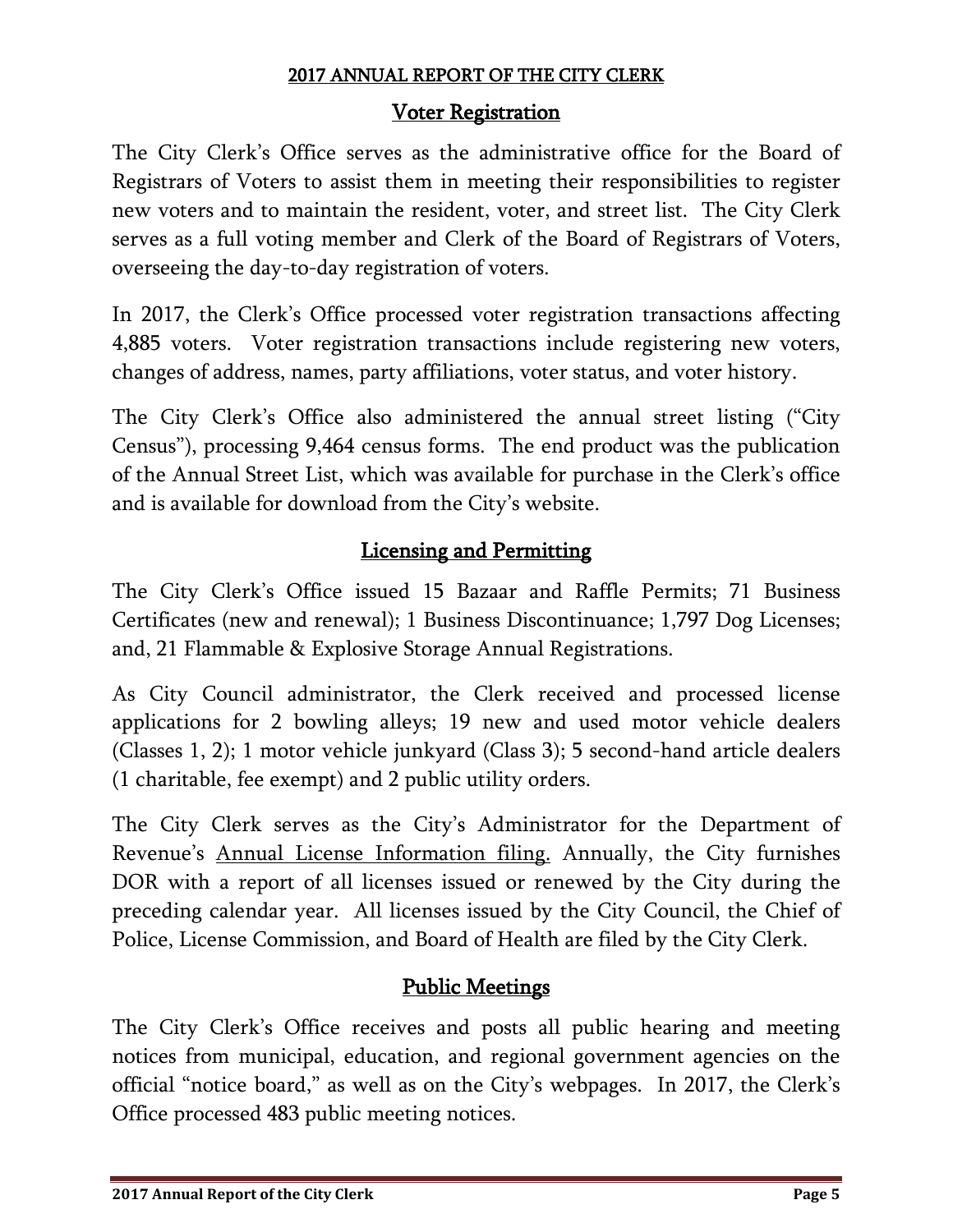## 2017 ANNUAL REPORT OF THE CITY CLERK

### Voter Registration

The City Clerk's Office serves as the administrative office for the Board of Registrars of Voters to assist them in meeting their responsibilities to register new voters and to maintain the resident, voter, and street list. The City Clerk serves as a full voting member and Clerk of the Board of Registrars of Voters, overseeing the day-to-day registration of voters.

In 2017, the Clerk's Office processed voter registration transactions affecting 4,885 voters. Voter registration transactions include registering new voters, changes of address, names, party affiliations, voter status, and voter history.

The City Clerk's Office also administered the annual street listing ("City Census"), processing 9,464 census forms. The end product was the publication of the Annual Street List, which was available for purchase in the Clerk's office and is available for download from the City's website.

### Licensing and Permitting

The City Clerk's Office issued 15 Bazaar and Raffle Permits; 71 Business Certificates (new and renewal); 1 Business Discontinuance; 1,797 Dog Licenses; and, 21 Flammable & Explosive Storage Annual Registrations.

As City Council administrator, the Clerk received and processed license applications for 2 bowling alleys; 19 new and used motor vehicle dealers (Classes 1, 2); 1 motor vehicle junkyard (Class 3); 5 second-hand article dealers (1 charitable, fee exempt) and 2 public utility orders.

The City Clerk serves as the City's Administrator for the Department of Revenue's Annual License Information filing. Annually, the City furnishes DOR with a report of all licenses issued or renewed by the City during the preceding calendar year. All licenses issued by the City Council, the Chief of Police, License Commission, and Board of Health are filed by the City Clerk.

### Public Meetings

The City Clerk's Office receives and posts all public hearing and meeting notices from municipal, education, and regional government agencies on the official "notice board," as well as on the City's webpages. In 2017, the Clerk's Office processed 483 public meeting notices.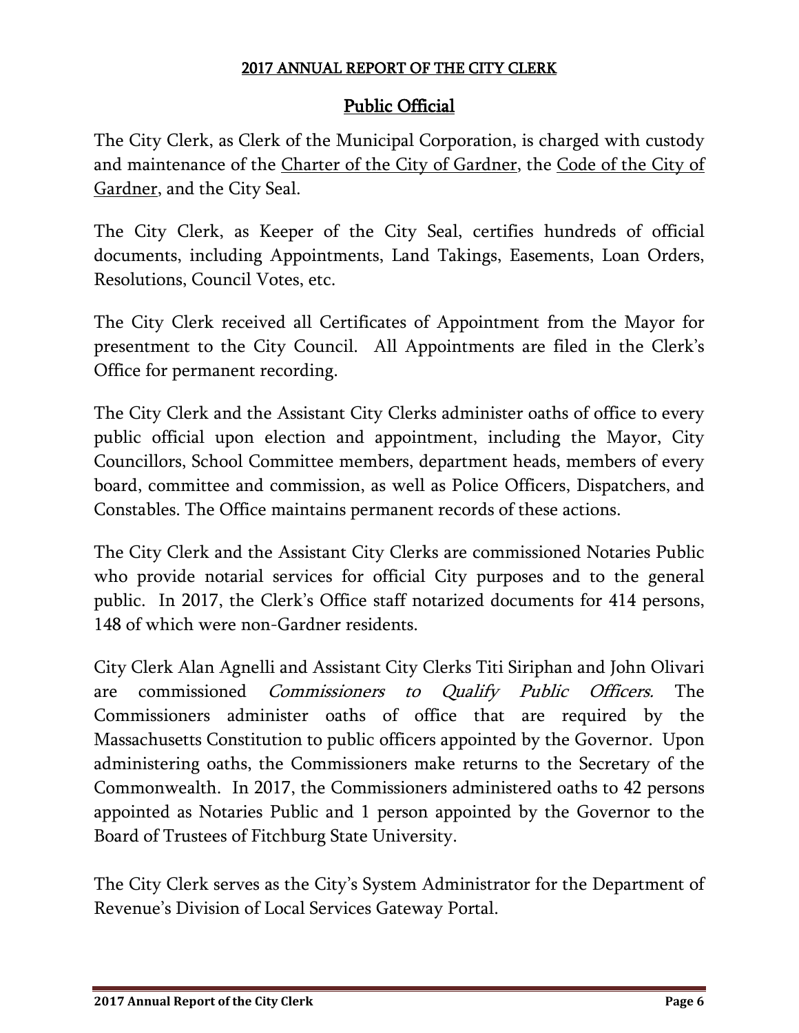**2017 ANNUAL REPORT OF THE CITY CLERK**

## Public Official

The City Clerk, as Clerk of the Municipal Corporation, is charged with custody and maintenance of the Charter of the City of Gardner, the Code of the City of Gardner, and the City Seal.

The City Clerk, as Keeper of the City Seal, certifies hundreds of official documents, including Appointments, Land Takings, Easements, Loan Orders, Resolutions, Council Votes, etc.

The City Clerk received all Certificates of Appointment from the Mayor for presentment to the City Council. All Appointments are filed in the Clerk's Office for permanent recording.

The City Clerk and the Assistant City Clerks administer oaths of office to every public official upon election and appointment, including the Mayor, City Councillors, School Committee members, department heads, members of every board, committee and commission, as well as Police Officers, Dispatchers, and Constables. The Office maintains permanent records of these actions.

The City Clerk and the Assistant City Clerks are commissioned Notaries Public who provide notarial services for official City purposes and to the general public. In 2017, the Clerk's Office staff notarized documents for 414 persons, 148 of which were non-Gardner residents.

City Clerk Alan Agnelli and Assistant City Clerks Titi Siriphan and John Olivari are commissioned *Commissioners to Qualify Public Officers.* The Commissioners administer oaths of office that are required by the Massachusetts Constitution to public officers appointed by the Governor. Upon administering oaths, the Commissioners make returns to the Secretary of the Commonwealth. In 2017, the Commissioners administered oaths to 42 persons appointed as Notaries Public and 1 person appointed by the Governor to the Board of Trustees of Fitchburg State University.

The City Clerk serves as the City's System Administrator for the Department of Revenue's Division of Local Services Gateway Portal.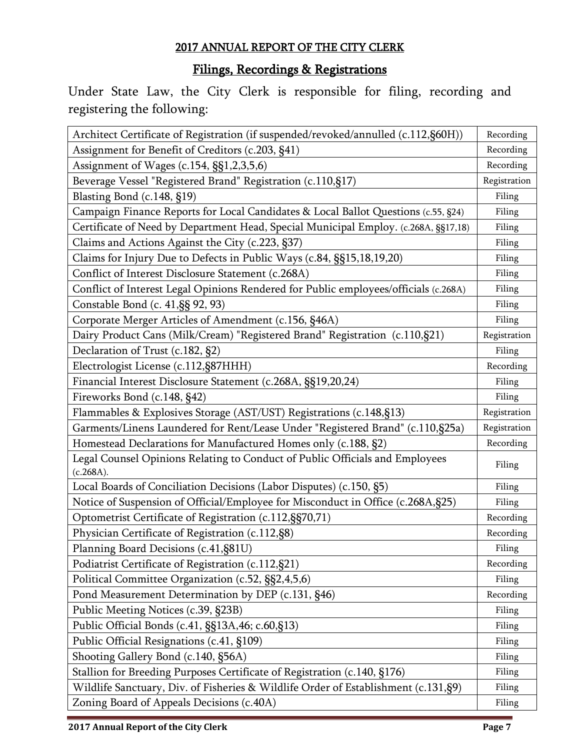## 2017 ANNUAL REPORT OF THE CITY CLERK

## Filings, Recordings & Registrations

Under State Law, the City Clerk is responsible for filing, recording and registering the following:

| | |
|---|---|
| Architect Certificate of Registration (if suspended/revoked/annulled (c.112,§60H)) | Recording |
| Assignment for Benefit of Creditors (c.203, §41) | Recording |
| Assignment of Wages (c.154, §§1,2,3,5,6) | Recording |
| Beverage Vessel "Registered Brand" Registration (c.110,§17) | Registration |
| Blasting Bond (c.148, §19) | Filing |
| Campaign Finance Reports for Local Candidates & Local Ballot Questions (c.55, §24) | Filing |
| Certificate of Need by Department Head, Special Municipal Employ. (c.268A, §§17,18) | Filing |
| Claims and Actions Against the City (c.223, §37) | Filing |
| Claims for Injury Due to Defects in Public Ways (c.84, §§15,18,19,20) | Filing |
| Conflict of Interest Disclosure Statement (c.268A) | Filing |
| Conflict of Interest Legal Opinions Rendered for Public employees/officials (c.268A) | Filing |
| Constable Bond (c. 41,§§ 92, 93) | Filing |
| Corporate Merger Articles of Amendment (c.156, §46A) | Filing |
| Dairy Product Cans (Milk/Cream) "Registered Brand" Registration (c.110,§21) | Registration |
| Declaration of Trust (c.182, §2) | Filing |
| Electrologist License (c.112,§87HHH) | Recording |
| Financial Interest Disclosure Statement (c.268A, §§19,20,24) | Filing |
| Fireworks Bond (c.148, §42) | Filing |
| Flammables & Explosives Storage (AST/UST) Registrations (c.148,§13) | Registration |
| Garments/Linens Laundered for Rent/Lease Under "Registered Brand" (c.110,§25a) | Registration |
| Homestead Declarations for Manufactured Homes only (c.188, §2) | Recording |
| Legal Counsel Opinions Relating to Conduct of Public Officials and Employees (c.268A). | Filing |
| Local Boards of Conciliation Decisions (Labor Disputes) (c.150, §5) | Filing |
| Notice of Suspension of Official/Employee for Misconduct in Office (c.268A,§25) | Filing |
| Optometrist Certificate of Registration (c.112,§§70,71) | Recording |
| Physician Certificate of Registration (c.112,§8) | Recording |
| Planning Board Decisions (c.41,§81U) | Filing |
| Podiatrist Certificate of Registration (c.112,§21) | Recording |
| Political Committee Organization (c.52, §§2,4,5,6) | Filing |
| Pond Measurement Determination by DEP (c.131, §46) | Recording |
| Public Meeting Notices (c.39, §23B) | Filing |
| Public Official Bonds (c.41, §§13A,46; c.60,§13) | Filing |
| Public Official Resignations (c.41, §109) | Filing |
| Shooting Gallery Bond (c.140, §56A) | Filing |
| Stallion for Breeding Purposes Certificate of Registration (c.140, §176) | Filing |
| Wildlife Sanctuary, Div. of Fisheries & Wildlife Order of Establishment (c.131,§9) | Filing |
| Zoning Board of Appeals Decisions (c.40A) | Filing |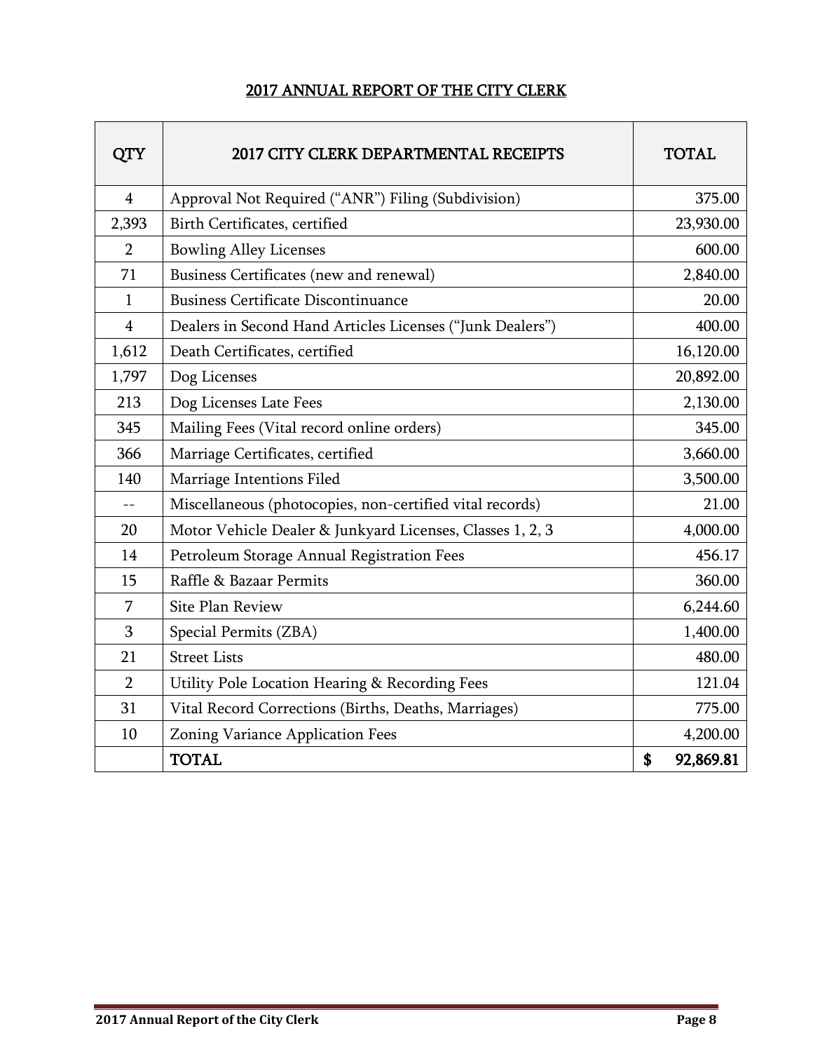## 2017 ANNUAL REPORT OF THE CITY CLERK

| QTY | 2017 CITY CLERK DEPARTMENTAL RECEIPTS | TOTAL |
|---|---|---|
| 4 | Approval Not Required ("ANR") Filing (Subdivision) | 375.00 |
| 2,393 | Birth Certificates, certified | 23,930.00 |
| 2 | Bowling Alley Licenses | 600.00 |
| 71 | Business Certificates (new and renewal) | 2,840.00 |
| 1 | Business Certificate Discontinuance | 20.00 |
| 4 | Dealers in Second Hand Articles Licenses ("Junk Dealers") | 400.00 |
| 1,612 | Death Certificates, certified | 16,120.00 |
| 1,797 | Dog Licenses | 20,892.00 |
| 213 | Dog Licenses Late Fees | 2,130.00 |
| 345 | Mailing Fees (Vital record online orders) | 345.00 |
| 366 | Marriage Certificates, certified | 3,660.00 |
| 140 | Marriage Intentions Filed | 3,500.00 |
| -- | Miscellaneous (photocopies, non-certified vital records) | 21.00 |
| 20 | Motor Vehicle Dealer & Junkyard Licenses, Classes 1, 2, 3 | 4,000.00 |
| 14 | Petroleum Storage Annual Registration Fees | 456.17 |
| 15 | Raffle & Bazaar Permits | 360.00 |
| 7 | Site Plan Review | 6,244.60 |
| 3 | Special Permits (ZBA) | 1,400.00 |
| 21 | Street Lists | 480.00 |
| 2 | Utility Pole Location Hearing & Recording Fees | 121.04 |
| 31 | Vital Record Corrections (Births, Deaths, Marriages) | 775.00 |
| 10 | Zoning Variance Application Fees | 4,200.00 |
| | **TOTAL** | **$ 92,869.81** |